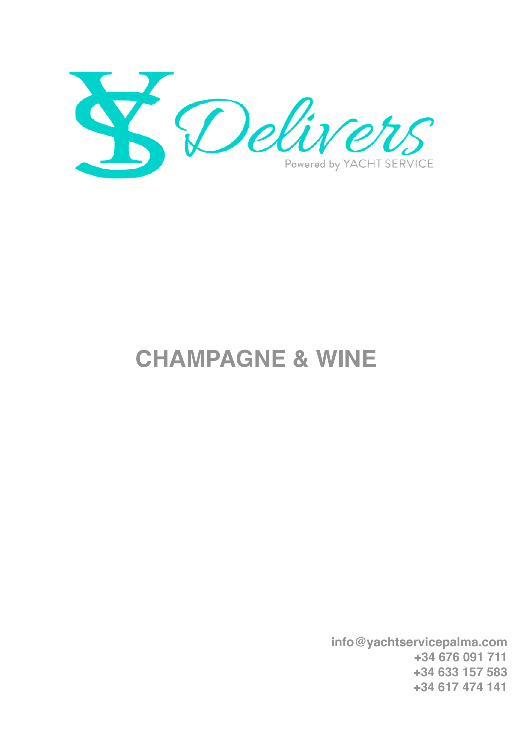YS Delivers

Powered by YACHT SERVICE

# CHAMPAGNE & WINE

**info@yachtservicepalma.com**
**+34 676 091 711**
**+34 633 157 583**
**+34 617 474 141**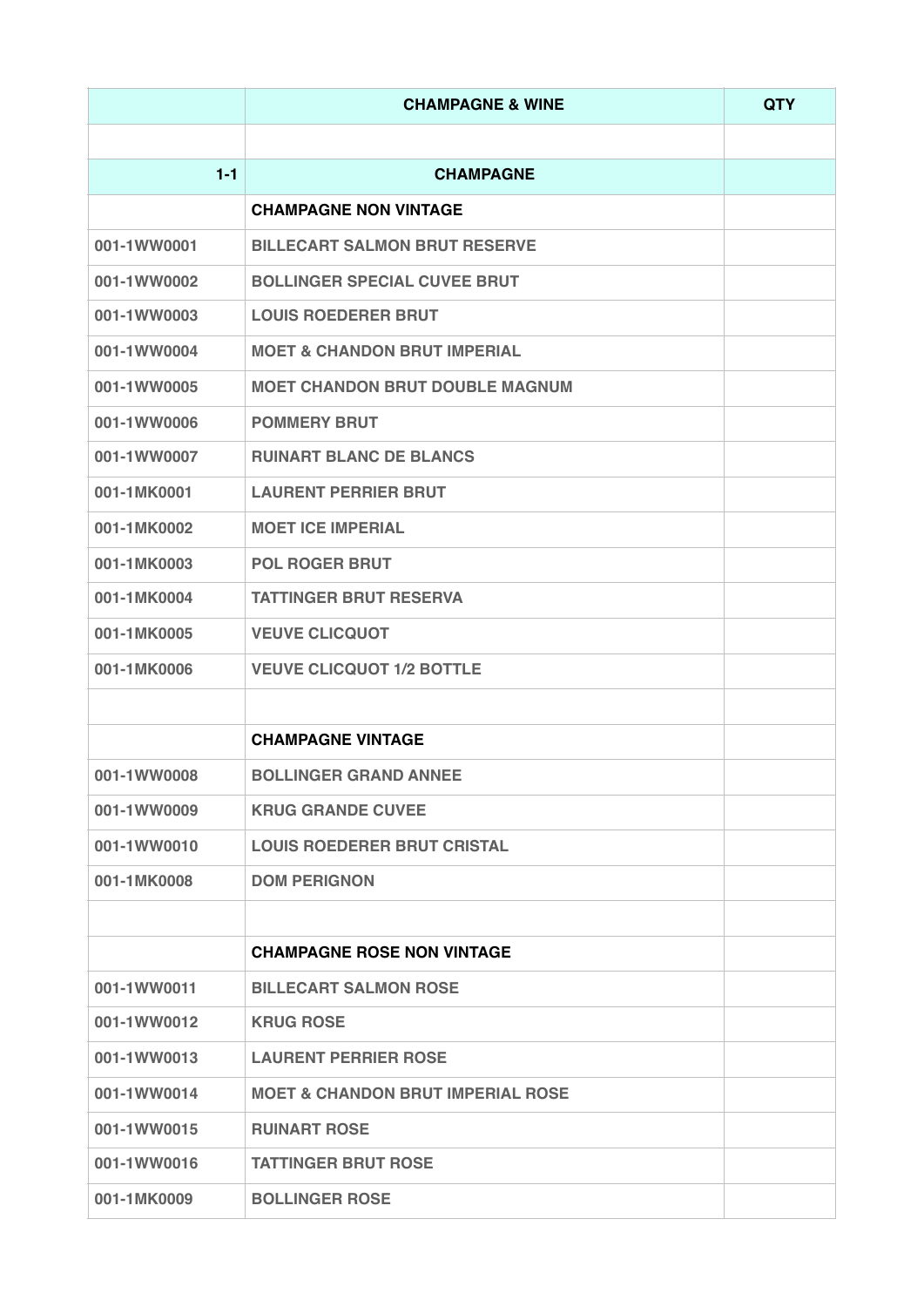| | CHAMPAGNE & WINE | QTY |
|---|---|---|
| | | |
| 1-1 | **CHAMPAGNE** | |
| | **CHAMPAGNE NON VINTAGE** | |
| 001-1WW0001 | BILLECART SALMON BRUT RESERVE | |
| 001-1WW0002 | BOLLINGER SPECIAL CUVEE BRUT | |
| 001-1WW0003 | LOUIS ROEDERER BRUT | |
| 001-1WW0004 | MOET & CHANDON BRUT IMPERIAL | |
| 001-1WW0005 | MOET CHANDON BRUT DOUBLE MAGNUM | |
| 001-1WW0006 | POMMERY BRUT | |
| 001-1WW0007 | RUINART BLANC DE BLANCS | |
| 001-1MK0001 | LAURENT PERRIER BRUT | |
| 001-1MK0002 | MOET ICE IMPERIAL | |
| 001-1MK0003 | POL ROGER BRUT | |
| 001-1MK0004 | TATTINGER BRUT RESERVA | |
| 001-1MK0005 | VEUVE CLICQUOT | |
| 001-1MK0006 | VEUVE CLICQUOT 1/2 BOTTLE | |
| | | |
| | **CHAMPAGNE VINTAGE** | |
| 001-1WW0008 | BOLLINGER GRAND ANNEE | |
| 001-1WW0009 | KRUG GRANDE CUVEE | |
| 001-1WW0010 | LOUIS ROEDERER BRUT CRISTAL | |
| 001-1MK0008 | DOM PERIGNON | |
| | | |
| | **CHAMPAGNE ROSE NON VINTAGE** | |
| 001-1WW0011 | BILLECART SALMON ROSE | |
| 001-1WW0012 | KRUG ROSE | |
| 001-1WW0013 | LAURENT PERRIER ROSE | |
| 001-1WW0014 | MOET & CHANDON BRUT IMPERIAL ROSE | |
| 001-1WW0015 | RUINART ROSE | |
| 001-1WW0016 | TATTINGER BRUT ROSE | |
| 001-1MK0009 | BOLLINGER ROSE | |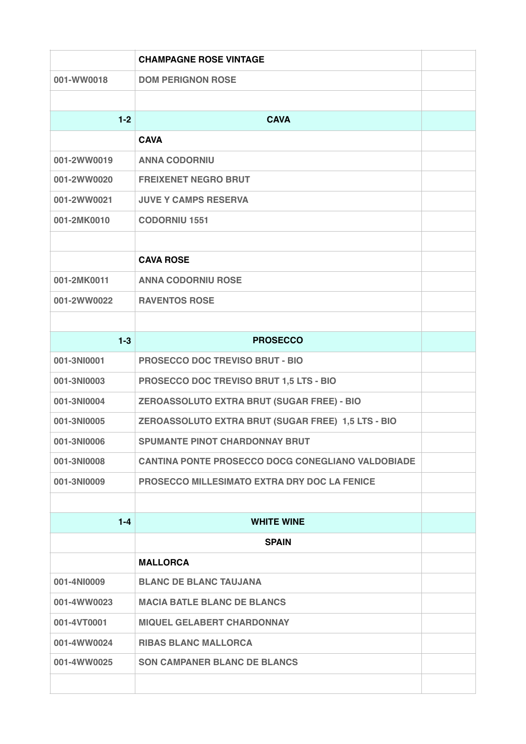| | | |
|---|---|---|
| | **CHAMPAGNE ROSE VINTAGE** | |
| 001-WW0018 | DOM PERIGNON ROSE | |
| | | |
| **1-2** | **CAVA** | |
| | **CAVA** | |
| 001-2WW0019 | ANNA CODORNIU | |
| 001-2WW0020 | FREIXENET NEGRO BRUT | |
| 001-2WW0021 | JUVE Y CAMPS RESERVA | |
| 001-2MK0010 | CODORNIU 1551 | |
| | | |
| | **CAVA ROSE** | |
| 001-2MK0011 | ANNA CODORNIU ROSE | |
| 001-2WW0022 | RAVENTOS ROSE | |
| | | |
| **1-3** | **PROSECCO** | |
| 001-3NI0001 | PROSECCO DOC TREVISO BRUT - BIO | |
| 001-3NI0003 | PROSECCO DOC TREVISO BRUT 1,5 LTS - BIO | |
| 001-3NI0004 | ZEROASSOLUTO EXTRA BRUT (SUGAR FREE) - BIO | |
| 001-3NI0005 | ZEROASSOLUTO EXTRA BRUT (SUGAR FREE) 1,5 LTS - BIO | |
| 001-3NI0006 | SPUMANTE PINOT CHARDONNAY BRUT | |
| 001-3NI0008 | CANTINA PONTE PROSECCO DOCG CONEGLIANO VALDOBIADE | |
| 001-3NI0009 | PROSECCO MILLESIMATO EXTRA DRY DOC LA FENICE | |
| | | |
| **1-4** | **WHITE WINE** | |
| | **SPAIN** | |
| | **MALLORCA** | |
| 001-4NI0009 | BLANC DE BLANC TAUJANA | |
| 001-4WW0023 | MACIA BATLE BLANC DE BLANCS | |
| 001-4VT0001 | MIQUEL GELABERT CHARDONNAY | |
| 001-4WW0024 | RIBAS BLANC MALLORCA | |
| 001-4WW0025 | SON CAMPANER BLANC DE BLANCS | |
| | | |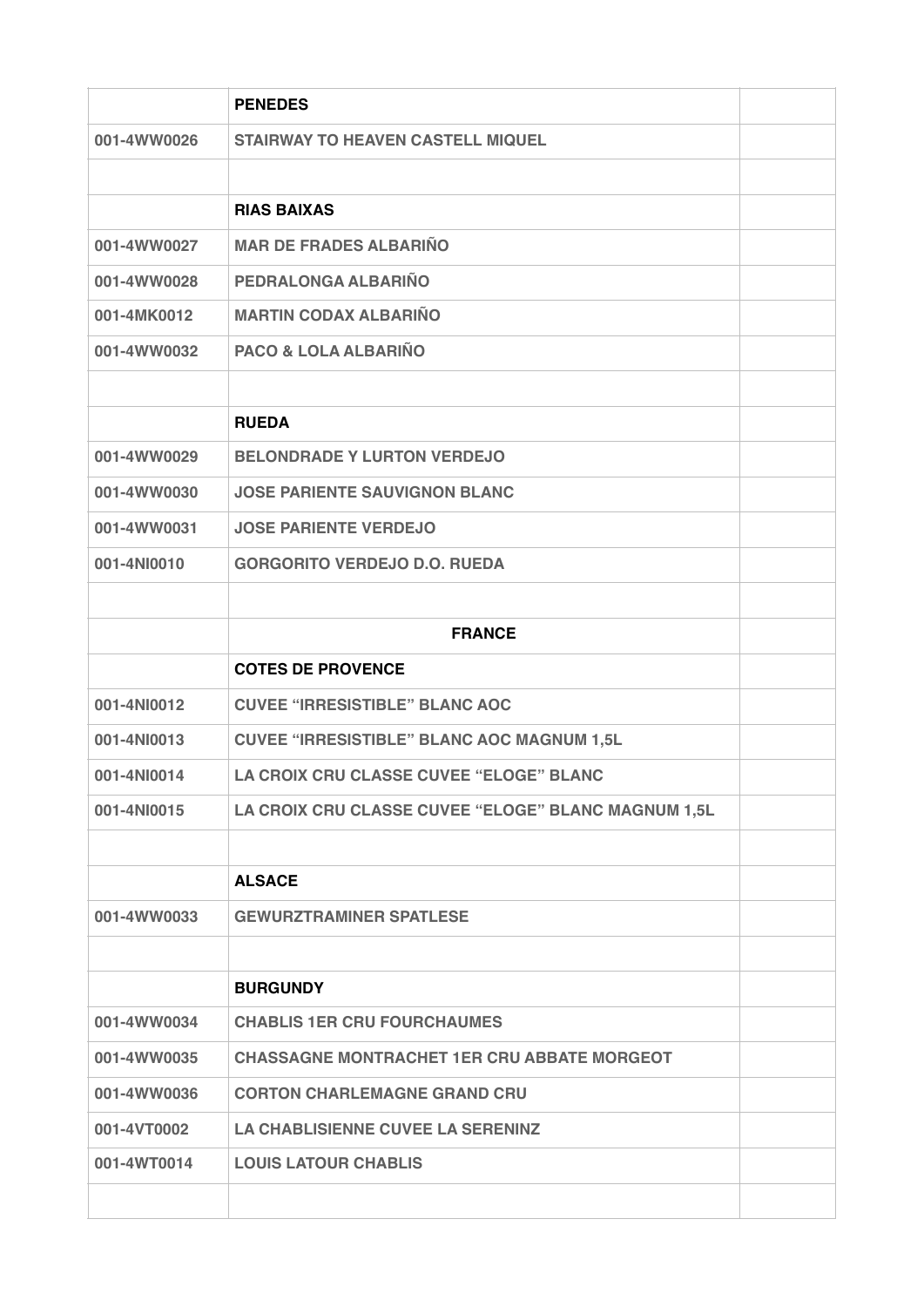| | | |
|---|---|---|
| | **PENEDES** | |
| **001-4WW0026** | **STAIRWAY TO HEAVEN CASTELL MIQUEL** | |
| | | |
| | **RIAS BAIXAS** | |
| **001-4WW0027** | **MAR DE FRADES ALBARIÑO** | |
| **001-4WW0028** | **PEDRALONGA ALBARIÑO** | |
| **001-4MK0012** | **MARTIN CODAX ALBARIÑO** | |
| **001-4WW0032** | **PACO & LOLA ALBARIÑO** | |
| | | |
| | **RUEDA** | |
| **001-4WW0029** | **BELONDRADE Y LURTON VERDEJO** | |
| **001-4WW0030** | **JOSE PARIENTE SAUVIGNON BLANC** | |
| **001-4WW0031** | **JOSE PARIENTE VERDEJO** | |
| **001-4NI0010** | **GORGORITO VERDEJO D.O. RUEDA** | |
| | | |
| | **FRANCE** | |
| | **COTES DE PROVENCE** | |
| **001-4NI0012** | **CUVEE "IRRESISTIBLE" BLANC AOC** | |
| **001-4NI0013** | **CUVEE "IRRESISTIBLE" BLANC AOC MAGNUM 1,5L** | |
| **001-4NI0014** | **LA CROIX CRU CLASSE CUVEE "ELOGE" BLANC** | |
| **001-4NI0015** | **LA CROIX CRU CLASSE CUVEE "ELOGE" BLANC MAGNUM 1,5L** | |
| | | |
| | **ALSACE** | |
| **001-4WW0033** | **GEWURZTRAMINER SPATLESE** | |
| | | |
| | **BURGUNDY** | |
| **001-4WW0034** | **CHABLIS 1ER CRU FOURCHAUMES** | |
| **001-4WW0035** | **CHASSAGNE MONTRACHET 1ER CRU ABBATE MORGEOT** | |
| **001-4WW0036** | **CORTON CHARLEMAGNE GRAND CRU** | |
| **001-4VT0002** | **LA CHABLISIENNE CUVEE LA SERENINZ** | |
| **001-4WT0014** | **LOUIS LATOUR CHABLIS** | |
| | | |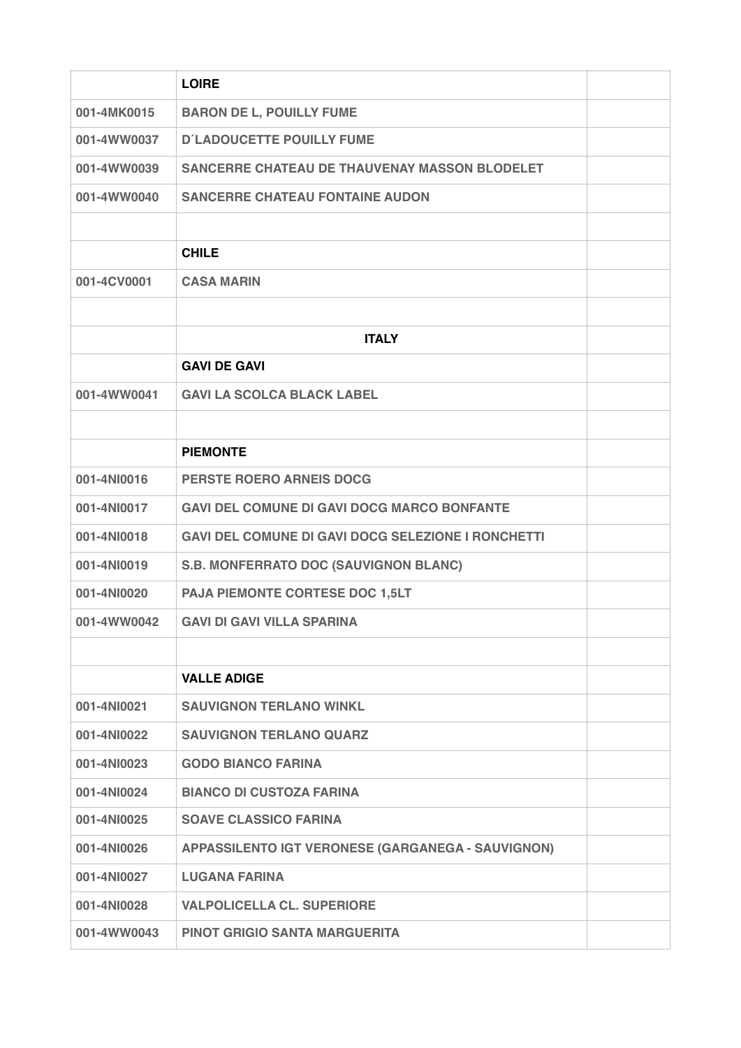| | | |
|---|---|---|
| | **LOIRE** | |
| 001-4MK0015 | **BARON DE L, POUILLY FUME** | |
| 001-4WW0037 | **D´LADOUCETTE POUILLY FUME** | |
| 001-4WW0039 | **SANCERRE CHATEAU DE THAUVENAY MASSON BLODELET** | |
| 001-4WW0040 | **SANCERRE CHATEAU FONTAINE AUDON** | |
| | | |
| | **CHILE** | |
| 001-4CV0001 | **CASA MARIN** | |
| | | |
| | **ITALY** | |
| | **GAVI DE GAVI** | |
| 001-4WW0041 | **GAVI LA SCOLCA BLACK LABEL** | |
| | | |
| | **PIEMONTE** | |
| 001-4NI0016 | **PERSTE ROERO ARNEIS DOCG** | |
| 001-4NI0017 | **GAVI DEL COMUNE DI GAVI DOCG MARCO BONFANTE** | |
| 001-4NI0018 | **GAVI DEL COMUNE DI GAVI DOCG SELEZIONE I RONCHETTI** | |
| 001-4NI0019 | **S.B. MONFERRATO DOC (SAUVIGNON BLANC)** | |
| 001-4NI0020 | **PAJA PIEMONTE CORTESE DOC 1,5LT** | |
| 001-4WW0042 | **GAVI DI GAVI VILLA SPARINA** | |
| | | |
| | **VALLE ADIGE** | |
| 001-4NI0021 | **SAUVIGNON TERLANO WINKL** | |
| 001-4NI0022 | **SAUVIGNON TERLANO QUARZ** | |
| 001-4NI0023 | **GODO BIANCO FARINA** | |
| 001-4NI0024 | **BIANCO DI CUSTOZA FARINA** | |
| 001-4NI0025 | **SOAVE CLASSICO FARINA** | |
| 001-4NI0026 | **APPASSILENTO IGT VERONESE (GARGANEGA - SAUVIGNON)** | |
| 001-4NI0027 | **LUGANA FARINA** | |
| 001-4NI0028 | **VALPOLICELLA CL. SUPERIORE** | |
| 001-4WW0043 | **PINOT GRIGIO SANTA MARGUERITA** | |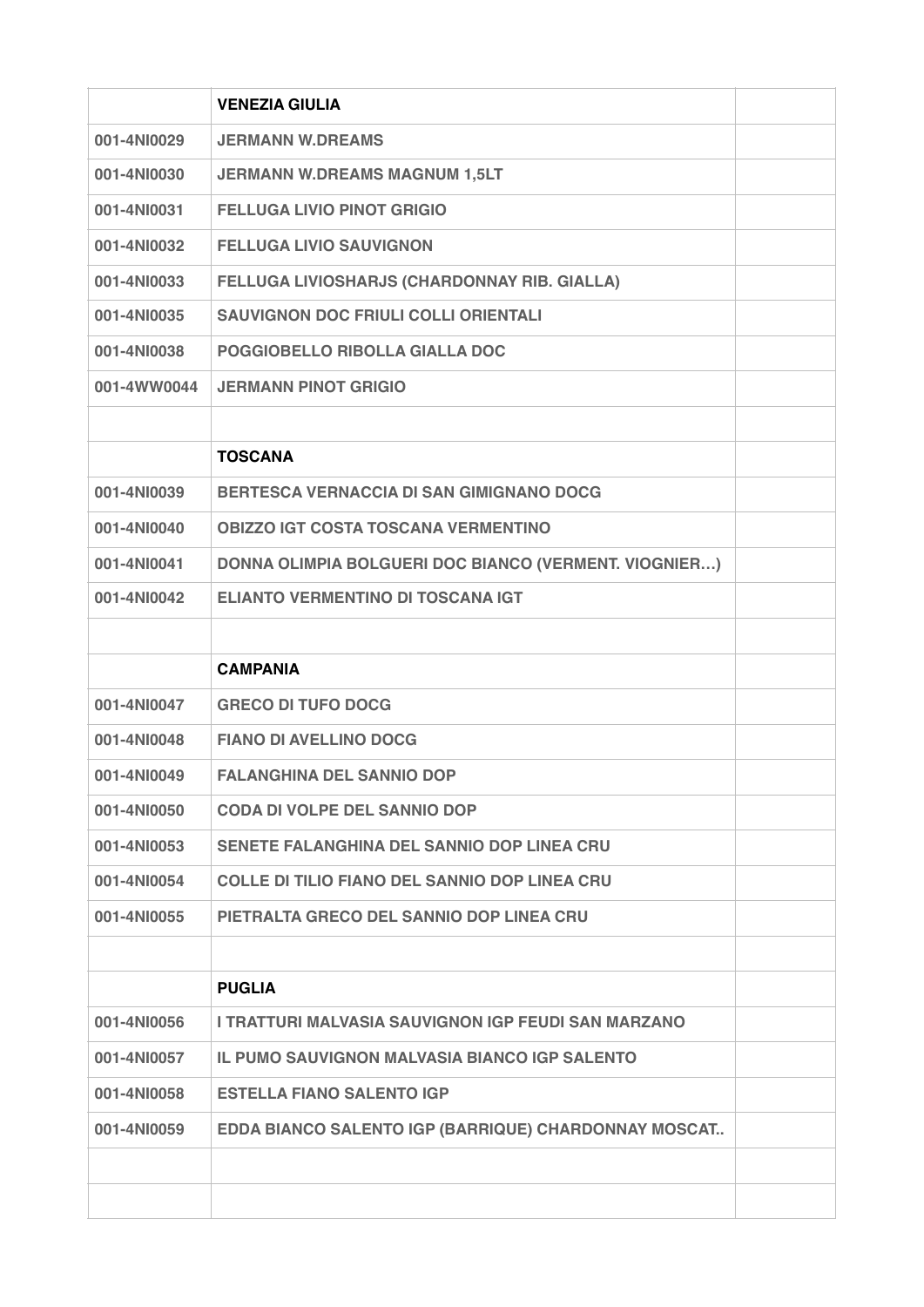| | | |
|---|---|---|
| | **VENEZIA GIULIA** | |
| 001-4NI0029 | **JERMANN W.DREAMS** | |
| 001-4NI0030 | **JERMANN W.DREAMS MAGNUM 1,5LT** | |
| 001-4NI0031 | **FELLUGA LIVIO PINOT GRIGIO** | |
| 001-4NI0032 | **FELLUGA LIVIO SAUVIGNON** | |
| 001-4NI0033 | **FELLUGA LIVIOSHARJS (CHARDONNAY RIB. GIALLA)** | |
| 001-4NI0035 | **SAUVIGNON DOC FRIULI COLLI ORIENTALI** | |
| 001-4NI0038 | **POGGIOBELLO RIBOLLA GIALLA DOC** | |
| 001-4WW0044 | **JERMANN PINOT GRIGIO** | |
| | | |
| | **TOSCANA** | |
| 001-4NI0039 | **BERTESCA VERNACCIA DI SAN GIMIGNANO DOCG** | |
| 001-4NI0040 | **OBIZZO IGT COSTA TOSCANA VERMENTINO** | |
| 001-4NI0041 | **DONNA OLIMPIA BOLGUERI DOC BIANCO (VERMENT. VIOGNIER…)** | |
| 001-4NI0042 | **ELIANTO VERMENTINO DI TOSCANA IGT** | |
| | | |
| | **CAMPANIA** | |
| 001-4NI0047 | **GRECO DI TUFO DOCG** | |
| 001-4NI0048 | **FIANO DI AVELLINO DOCG** | |
| 001-4NI0049 | **FALANGHINA DEL SANNIO DOP** | |
| 001-4NI0050 | **CODA DI VOLPE DEL SANNIO DOP** | |
| 001-4NI0053 | **SENETE FALANGHINA DEL SANNIO DOP LINEA CRU** | |
| 001-4NI0054 | **COLLE DI TILIO FIANO DEL SANNIO DOP LINEA CRU** | |
| 001-4NI0055 | **PIETRALTA GRECO DEL SANNIO DOP LINEA CRU** | |
| | | |
| | **PUGLIA** | |
| 001-4NI0056 | **I TRATTURI MALVASIA SAUVIGNON IGP FEUDI SAN MARZANO** | |
| 001-4NI0057 | **IL PUMO SAUVIGNON MALVASIA BIANCO IGP SALENTO** | |
| 001-4NI0058 | **ESTELLA FIANO SALENTO IGP** | |
| 001-4NI0059 | **EDDA BIANCO SALENTO IGP (BARRIQUE) CHARDONNAY MOSCAT..** | |
| | | |
| | | |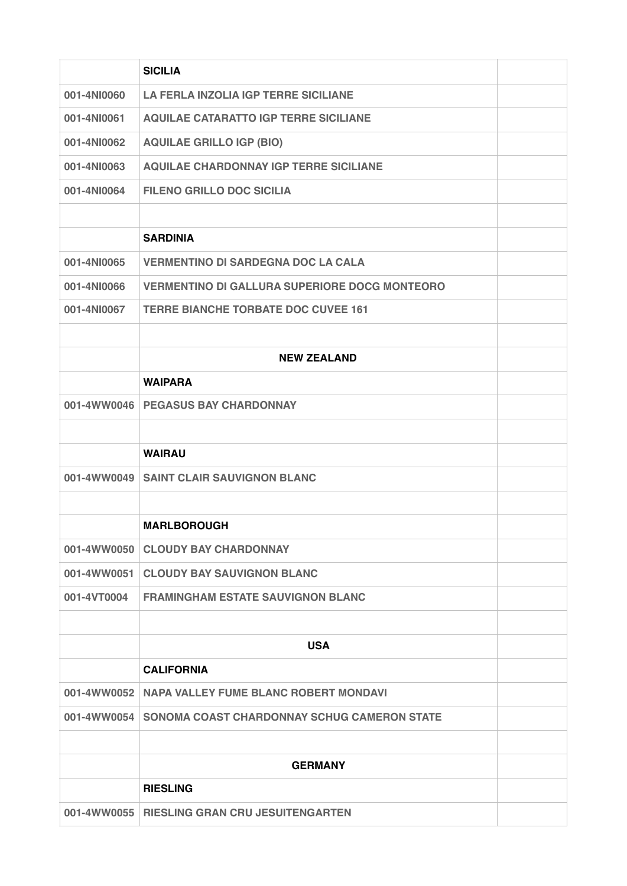| | | |
|---|---|---|
| | **SICILIA** | |
| 001-4NI0060 | **LA FERLA INZOLIA IGP TERRE SICILIANE** | |
| 001-4NI0061 | **AQUILAE CATARATTO IGP TERRE SICILIANE** | |
| 001-4NI0062 | **AQUILAE GRILLO IGP (BIO)** | |
| 001-4NI0063 | **AQUILAE CHARDONNAY IGP TERRE SICILIANE** | |
| 001-4NI0064 | **FILENO GRILLO DOC SICILIA** | |
| | | |
| | **SARDINIA** | |
| 001-4NI0065 | **VERMENTINO DI SARDEGNA DOC LA CALA** | |
| 001-4NI0066 | **VERMENTINO DI GALLURA SUPERIORE DOCG MONTEORO** | |
| 001-4NI0067 | **TERRE BIANCHE TORBATE DOC CUVEE 161** | |
| | | |
| | **NEW ZEALAND** | |
| | **WAIPARA** | |
| 001-4WW0046 | **PEGASUS BAY CHARDONNAY** | |
| | | |
| | **WAIRAU** | |
| 001-4WW0049 | **SAINT CLAIR SAUVIGNON BLANC** | |
| | | |
| | **MARLBOROUGH** | |
| 001-4WW0050 | **CLOUDY BAY CHARDONNAY** | |
| 001-4WW0051 | **CLOUDY BAY SAUVIGNON BLANC** | |
| 001-4VT0004 | **FRAMINGHAM ESTATE SAUVIGNON BLANC** | |
| | | |
| | **USA** | |
| | **CALIFORNIA** | |
| 001-4WW0052 | **NAPA VALLEY FUME BLANC ROBERT MONDAVI** | |
| 001-4WW0054 | **SONOMA COAST CHARDONNAY SCHUG CAMERON STATE** | |
| | | |
| | **GERMANY** | |
| | **RIESLING** | |
| 001-4WW0055 | **RIESLING GRAN CRU JESUITENGARTEN** | |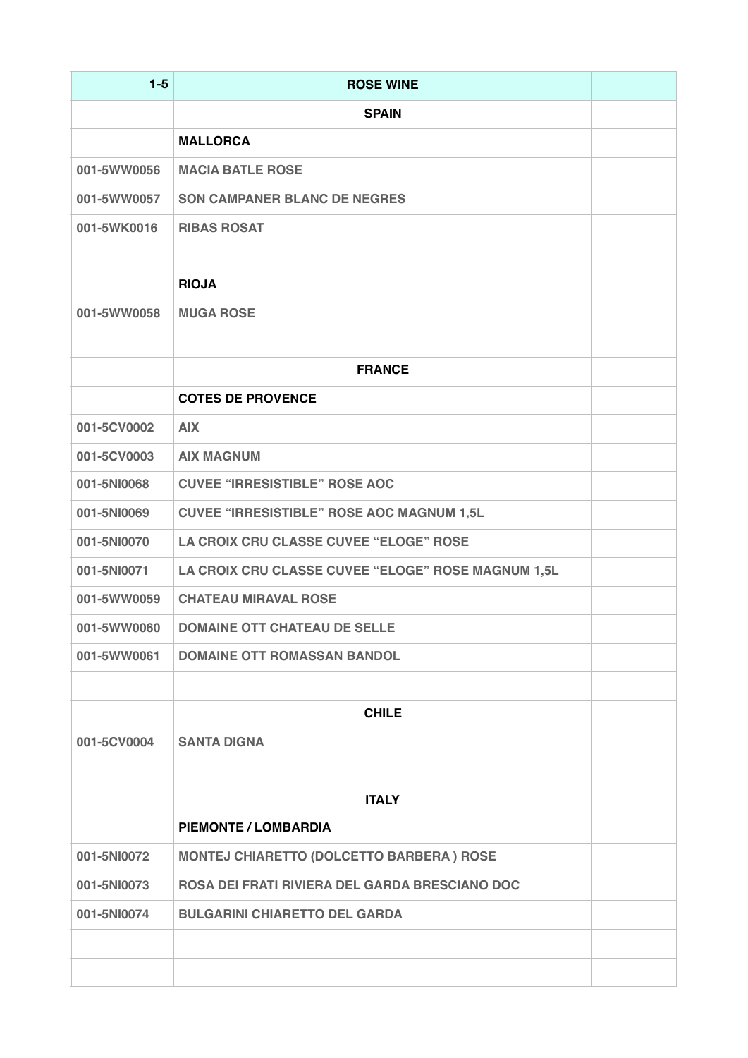| 1-5 | ROSE WINE | |
|---|---|---|
| | **SPAIN** | |
| | **MALLORCA** | |
| 001-5WW0056 | MACIA BATLE ROSE | |
| 001-5WW0057 | SON CAMPANER BLANC DE NEGRES | |
| 001-5WK0016 | RIBAS ROSAT | |
| | | |
| | **RIOJA** | |
| 001-5WW0058 | MUGA ROSE | |
| | | |
| | **FRANCE** | |
| | **COTES DE PROVENCE** | |
| 001-5CV0002 | AIX | |
| 001-5CV0003 | AIX MAGNUM | |
| 001-5NI0068 | CUVEE "IRRESISTIBLE" ROSE AOC | |
| 001-5NI0069 | CUVEE "IRRESISTIBLE" ROSE AOC MAGNUM 1,5L | |
| 001-5NI0070 | LA CROIX CRU CLASSE CUVEE "ELOGE" ROSE | |
| 001-5NI0071 | LA CROIX CRU CLASSE CUVEE "ELOGE" ROSE MAGNUM 1,5L | |
| 001-5WW0059 | CHATEAU MIRAVAL ROSE | |
| 001-5WW0060 | DOMAINE OTT CHATEAU DE SELLE | |
| 001-5WW0061 | DOMAINE OTT ROMASSAN BANDOL | |
| | | |
| | **CHILE** | |
| 001-5CV0004 | SANTA DIGNA | |
| | | |
| | **ITALY** | |
| | **PIEMONTE / LOMBARDIA** | |
| 001-5NI0072 | MONTEJ CHIARETTO (DOLCETTO BARBERA ) ROSE | |
| 001-5NI0073 | ROSA DEI FRATI RIVIERA DEL GARDA BRESCIANO DOC | |
| 001-5NI0074 | BULGARINI CHIARETTO DEL GARDA | |
| | | |
| | | |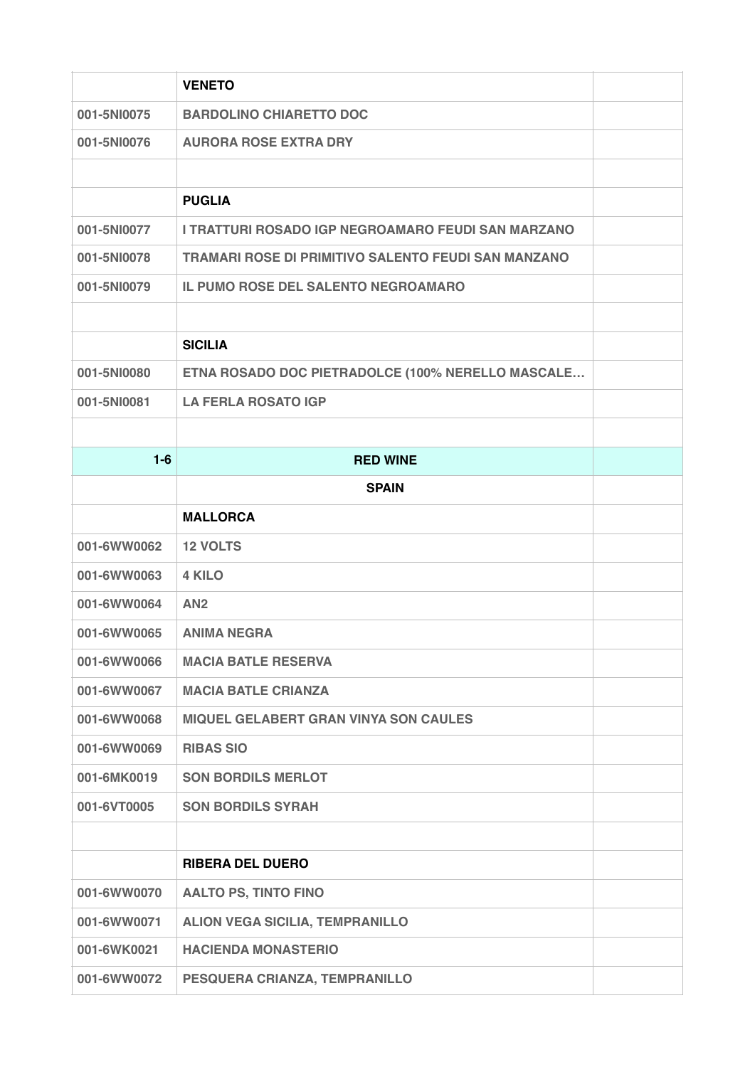| | | |
|---|---|---|
| | **VENETO** | |
| 001-5NI0075 | **BARDOLINO CHIARETTO DOC** | |
| 001-5NI0076 | **AURORA ROSE EXTRA DRY** | |
| | | |
| | **PUGLIA** | |
| 001-5NI0077 | **I TRATTURI ROSADO IGP NEGROAMARO FEUDI SAN MARZANO** | |
| 001-5NI0078 | **TRAMARI ROSE DI PRIMITIVO SALENTO FEUDI SAN MANZANO** | |
| 001-5NI0079 | **IL PUMO ROSE DEL SALENTO NEGROAMARO** | |
| | | |
| | **SICILIA** | |
| 001-5NI0080 | **ETNA ROSADO DOC PIETRADOLCE (100% NERELLO MASCALE…** | |
| 001-5NI0081 | **LA FERLA ROSATO IGP** | |
| | | |
| **1-6** | **RED WINE** | |
| | **SPAIN** | |
| | **MALLORCA** | |
| 001-6WW0062 | **12 VOLTS** | |
| 001-6WW0063 | **4 KILO** | |
| 001-6WW0064 | **AN2** | |
| 001-6WW0065 | **ANIMA NEGRA** | |
| 001-6WW0066 | **MACIA BATLE RESERVA** | |
| 001-6WW0067 | **MACIA BATLE CRIANZA** | |
| 001-6WW0068 | **MIQUEL GELABERT GRAN VINYA SON CAULES** | |
| 001-6WW0069 | **RIBAS SIO** | |
| 001-6MK0019 | **SON BORDILS MERLOT** | |
| 001-6VT0005 | **SON BORDILS SYRAH** | |
| | | |
| | **RIBERA DEL DUERO** | |
| 001-6WW0070 | **AALTO PS, TINTO FINO** | |
| 001-6WW0071 | **ALION VEGA SICILIA, TEMPRANILLO** | |
| 001-6WK0021 | **HACIENDA MONASTERIO** | |
| 001-6WW0072 | **PESQUERA CRIANZA, TEMPRANILLO** | |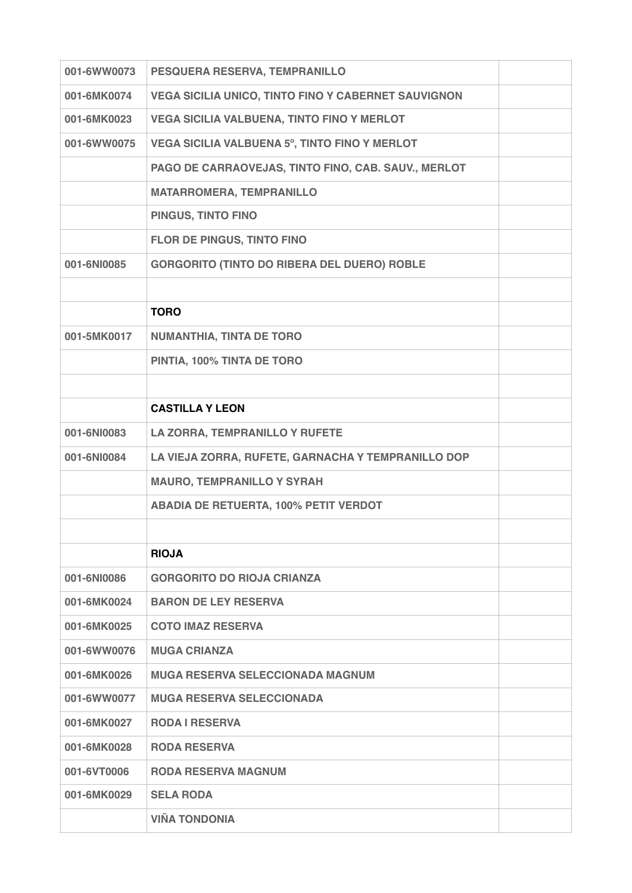| | | |
|---|---|---|
| 001-6WW0073 | **PESQUERA RESERVA, TEMPRANILLO** | |
| 001-6MK0074 | **VEGA SICILIA UNICO, TINTO FINO Y CABERNET SAUVIGNON** | |
| 001-6MK0023 | **VEGA SICILIA VALBUENA, TINTO FINO Y MERLOT** | |
| 001-6WW0075 | **VEGA SICILIA VALBUENA 5º, TINTO FINO Y MERLOT** | |
| | **PAGO DE CARRAOVEJAS, TINTO FINO, CAB. SAUV., MERLOT** | |
| | **MATARROMERA, TEMPRANILLO** | |
| | **PINGUS, TINTO FINO** | |
| | **FLOR DE PINGUS, TINTO FINO** | |
| 001-6NI0085 | **GORGORITO (TINTO DO RIBERA DEL DUERO) ROBLE** | |
| | | |
| | **TORO** | |
| 001-5MK0017 | **NUMANTHIA, TINTA DE TORO** | |
| | **PINTIA, 100% TINTA DE TORO** | |
| | | |
| | **CASTILLA Y LEON** | |
| 001-6NI0083 | **LA ZORRA, TEMPRANILLO Y RUFETE** | |
| 001-6NI0084 | **LA VIEJA ZORRA, RUFETE, GARNACHA Y TEMPRANILLO DOP** | |
| | **MAURO, TEMPRANILLO Y SYRAH** | |
| | **ABADIA DE RETUERTA, 100% PETIT VERDOT** | |
| | | |
| | **RIOJA** | |
| 001-6NI0086 | **GORGORITO DO RIOJA CRIANZA** | |
| 001-6MK0024 | **BARON DE LEY RESERVA** | |
| 001-6MK0025 | **COTO IMAZ RESERVA** | |
| 001-6WW0076 | **MUGA CRIANZA** | |
| 001-6MK0026 | **MUGA RESERVA SELECCIONADA MAGNUM** | |
| 001-6WW0077 | **MUGA RESERVA SELECCIONADA** | |
| 001-6MK0027 | **RODA I RESERVA** | |
| 001-6MK0028 | **RODA RESERVA** | |
| 001-6VT0006 | **RODA RESERVA MAGNUM** | |
| 001-6MK0029 | **SELA RODA** | |
| | **VIÑA TONDONIA** | |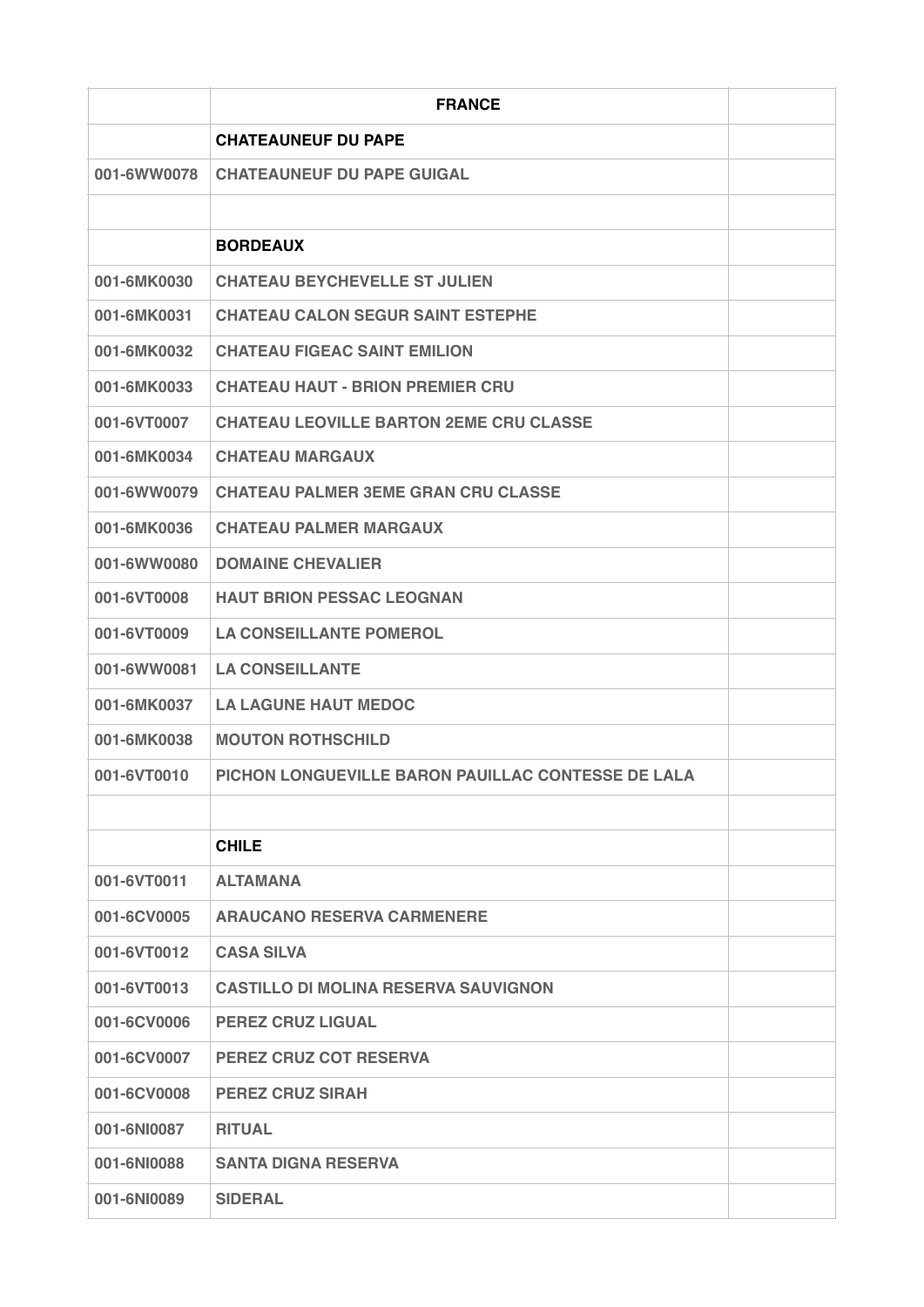| | | |
|---|---|---|
| | **FRANCE** | |
| | **CHATEAUNEUF DU PAPE** | |
| 001-6WW0078 | **CHATEAUNEUF DU PAPE GUIGAL** | |
| | | |
| | **BORDEAUX** | |
| 001-6MK0030 | **CHATEAU BEYCHEVELLE ST JULIEN** | |
| 001-6MK0031 | **CHATEAU CALON SEGUR SAINT ESTEPHE** | |
| 001-6MK0032 | **CHATEAU FIGEAC SAINT EMILION** | |
| 001-6MK0033 | **CHATEAU HAUT - BRION PREMIER CRU** | |
| 001-6VT0007 | **CHATEAU LEOVILLE BARTON 2EME CRU CLASSE** | |
| 001-6MK0034 | **CHATEAU MARGAUX** | |
| 001-6WW0079 | **CHATEAU PALMER 3EME GRAN CRU CLASSE** | |
| 001-6MK0036 | **CHATEAU PALMER MARGAUX** | |
| 001-6WW0080 | **DOMAINE CHEVALIER** | |
| 001-6VT0008 | **HAUT BRION PESSAC LEOGNAN** | |
| 001-6VT0009 | **LA CONSEILLANTE POMEROL** | |
| 001-6WW0081 | **LA CONSEILLANTE** | |
| 001-6MK0037 | **LA LAGUNE HAUT MEDOC** | |
| 001-6MK0038 | **MOUTON ROTHSCHILD** | |
| 001-6VT0010 | **PICHON LONGUEVILLE BARON PAUILLAC CONTESSE DE LALA** | |
| | | |
| | **CHILE** | |
| 001-6VT0011 | **ALTAMANA** | |
| 001-6CV0005 | **ARAUCANO RESERVA CARMENERE** | |
| 001-6VT0012 | **CASA SILVA** | |
| 001-6VT0013 | **CASTILLO DI MOLINA RESERVA SAUVIGNON** | |
| 001-6CV0006 | **PEREZ CRUZ LIGUAL** | |
| 001-6CV0007 | **PEREZ CRUZ COT RESERVA** | |
| 001-6CV0008 | **PEREZ CRUZ SIRAH** | |
| 001-6NI0087 | **RITUAL** | |
| 001-6NI0088 | **SANTA DIGNA RESERVA** | |
| 001-6NI0089 | **SIDERAL** | |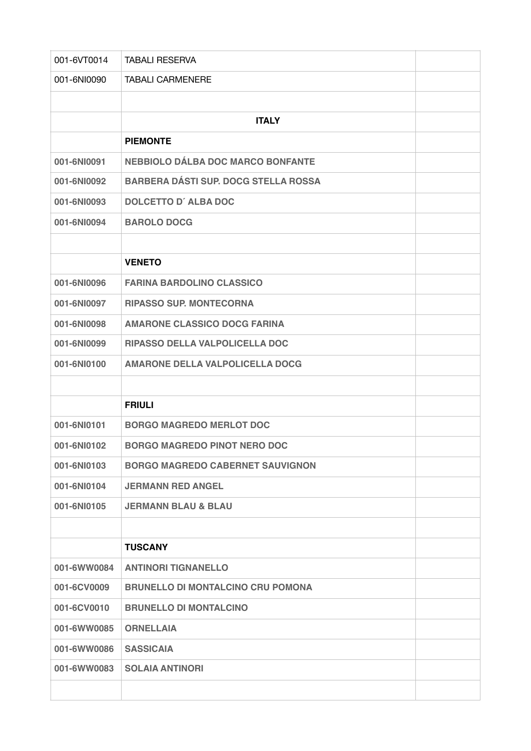| | | |
|---|---|---|
| 001-6VT0014 | TABALI RESERVA | |
| 001-6NI0090 | TABALI CARMENERE | |
| | | |
| | **ITALY** | |
| | **PIEMONTE** | |
| **001-6NI0091** | **NEBBIOLO DÁLBA DOC MARCO BONFANTE** | |
| **001-6NI0092** | **BARBERA DÁSTI SUP. DOCG STELLA ROSSA** | |
| **001-6NI0093** | **DOLCETTO D´ ALBA DOC** | |
| **001-6NI0094** | **BAROLO DOCG** | |
| | | |
| | **VENETO** | |
| **001-6NI0096** | **FARINA BARDOLINO CLASSICO** | |
| **001-6NI0097** | **RIPASSO SUP. MONTECORNA** | |
| **001-6NI0098** | **AMARONE CLASSICO DOCG FARINA** | |
| **001-6NI0099** | **RIPASSO DELLA VALPOLICELLA DOC** | |
| **001-6NI0100** | **AMARONE DELLA VALPOLICELLA DOCG** | |
| | | |
| | **FRIULI** | |
| **001-6NI0101** | **BORGO MAGREDO MERLOT DOC** | |
| **001-6NI0102** | **BORGO MAGREDO PINOT NERO DOC** | |
| **001-6NI0103** | **BORGO MAGREDO CABERNET SAUVIGNON** | |
| **001-6NI0104** | **JERMANN RED ANGEL** | |
| **001-6NI0105** | **JERMANN BLAU & BLAU** | |
| | | |
| | **TUSCANY** | |
| **001-6WW0084** | **ANTINORI TIGNANELLO** | |
| **001-6CV0009** | **BRUNELLO DI MONTALCINO CRU POMONA** | |
| **001-6CV0010** | **BRUNELLO DI MONTALCINO** | |
| **001-6WW0085** | **ORNELLAIA** | |
| **001-6WW0086** | **SASSICAIA** | |
| **001-6WW0083** | **SOLAIA ANTINORI** | |
| | | |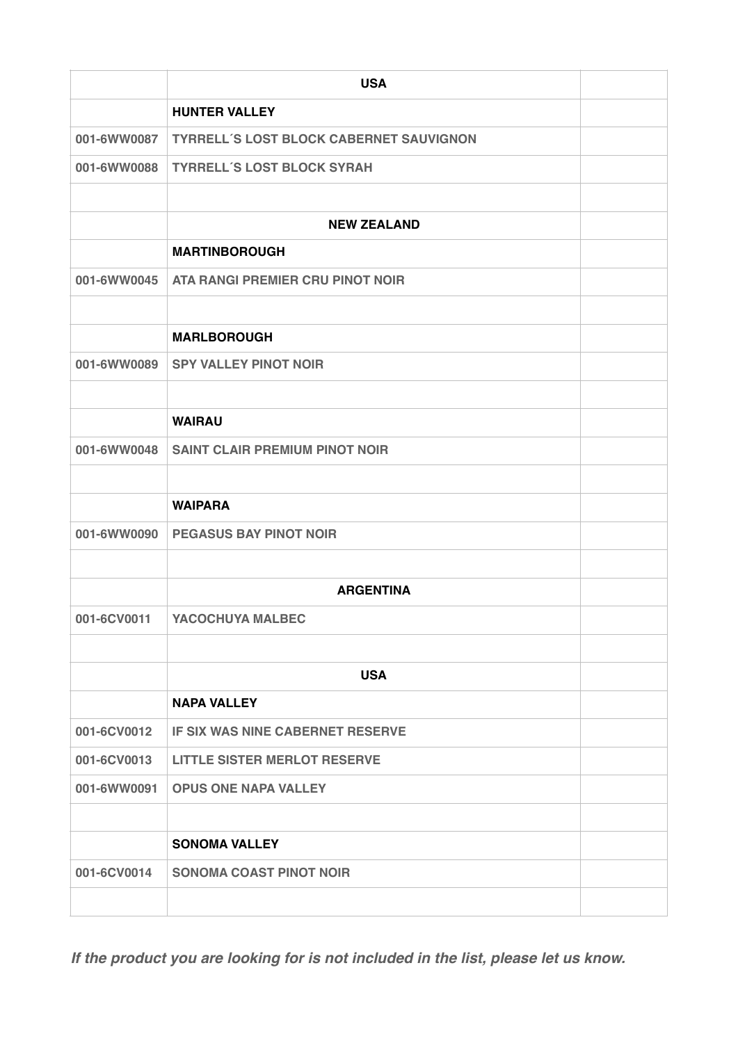| | | |
|---|---|---|
| | **USA** | |
| | **HUNTER VALLEY** | |
| 001-6WW0087 | TYRRELL´S LOST BLOCK CABERNET SAUVIGNON | |
| 001-6WW0088 | TYRRELL´S LOST BLOCK SYRAH | |
| | | |
| | **NEW ZEALAND** | |
| | **MARTINBOROUGH** | |
| 001-6WW0045 | ATA RANGI PREMIER CRU PINOT NOIR | |
| | | |
| | **MARLBOROUGH** | |
| 001-6WW0089 | SPY VALLEY PINOT NOIR | |
| | | |
| | **WAIRAU** | |
| 001-6WW0048 | SAINT CLAIR PREMIUM PINOT NOIR | |
| | | |
| | **WAIPARA** | |
| 001-6WW0090 | PEGASUS BAY PINOT NOIR | |
| | | |
| | **ARGENTINA** | |
| 001-6CV0011 | YACOCHUYA MALBEC | |
| | | |
| | **USA** | |
| | **NAPA VALLEY** | |
| 001-6CV0012 | IF SIX WAS NINE CABERNET RESERVE | |
| 001-6CV0013 | LITTLE SISTER MERLOT RESERVE | |
| 001-6WW0091 | OPUS ONE NAPA VALLEY | |
| | | |
| | **SONOMA VALLEY** | |
| 001-6CV0014 | SONOMA COAST PINOT NOIR | |
| | | |

***If the product you are looking for is not included in the list, please let us know.***